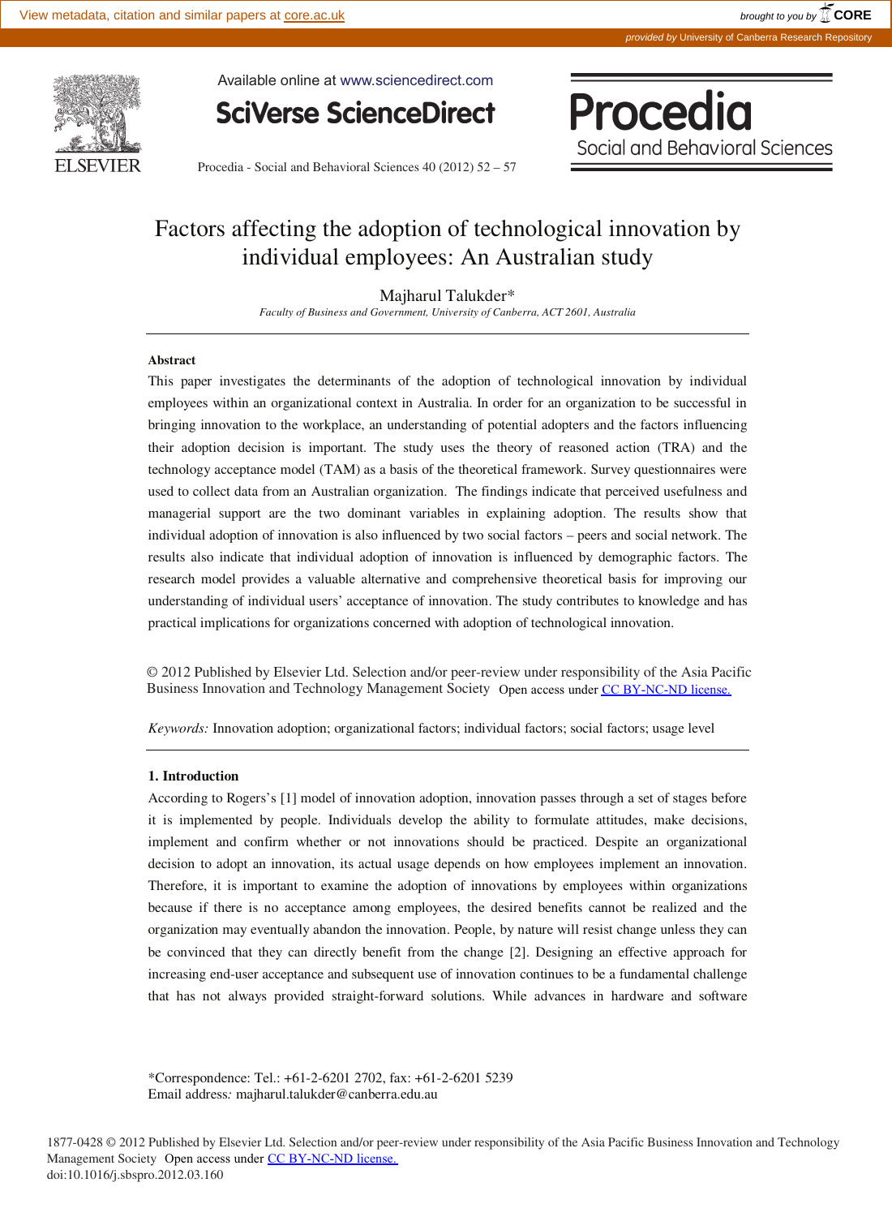# Factors affecting the adoption of technological innovation by individual employees: An Australian study

Majharul Talukder*

*Faculty of Business and Government, University of Canberra, ACT 2601, Australia*

---

**Abstract**

This paper investigates the determinants of the adoption of technological innovation by individual employees within an organizational context in Australia. In order for an organization to be successful in bringing innovation to the workplace, an understanding of potential adopters and the factors influencing their adoption decision is important. The study uses the theory of reasoned action (TRA) and the technology acceptance model (TAM) as a basis of the theoretical framework. Survey questionnaires were used to collect data from an Australian organization. The findings indicate that perceived usefulness and managerial support are the two dominant variables in explaining adoption. The results show that individual adoption of innovation is also influenced by two social factors – peers and social network. The results also indicate that individual adoption of innovation is influenced by demographic factors. The research model provides a valuable alternative and comprehensive theoretical basis for improving our understanding of individual users' acceptance of innovation. The study contributes to knowledge and has practical implications for organizations concerned with adoption of technological innovation.

© 2012 Published by Elsevier Ltd. Selection and/or peer-review under responsibility of the Asia Pacific Business Innovation and Technology Management Society Open access under CC BY-NC-ND license.

*Keywords:* Innovation adoption; organizational factors; individual factors; social factors; usage level

---

## 1. Introduction

According to Rogers's [1] model of innovation adoption, innovation passes through a set of stages before it is implemented by people. Individuals develop the ability to formulate attitudes, make decisions, implement and confirm whether or not innovations should be practiced. Despite an organizational decision to adopt an innovation, its actual usage depends on how employees implement an innovation. Therefore, it is important to examine the adoption of innovations by employees within organizations because if there is no acceptance among employees, the desired benefits cannot be realized and the organization may eventually abandon the innovation. People, by nature will resist change unless they can be convinced that they can directly benefit from the change [2]. Designing an effective approach for increasing end-user acceptance and subsequent use of innovation continues to be a fundamental challenge that has not always provided straight-forward solutions. While advances in hardware and software

*Correspondence: Tel.: +61-2-6201 2702, fax: +61-2-6201 5239
Email address: majharul.talukder@canberra.edu.au

1877-0428 © 2012 Published by Elsevier Ltd. Selection and/or peer-review under responsibility of the Asia Pacific Business Innovation and Technology Management Society Open access under CC BY-NC-ND license.
doi:10.1016/j.sbspro.2012.03.160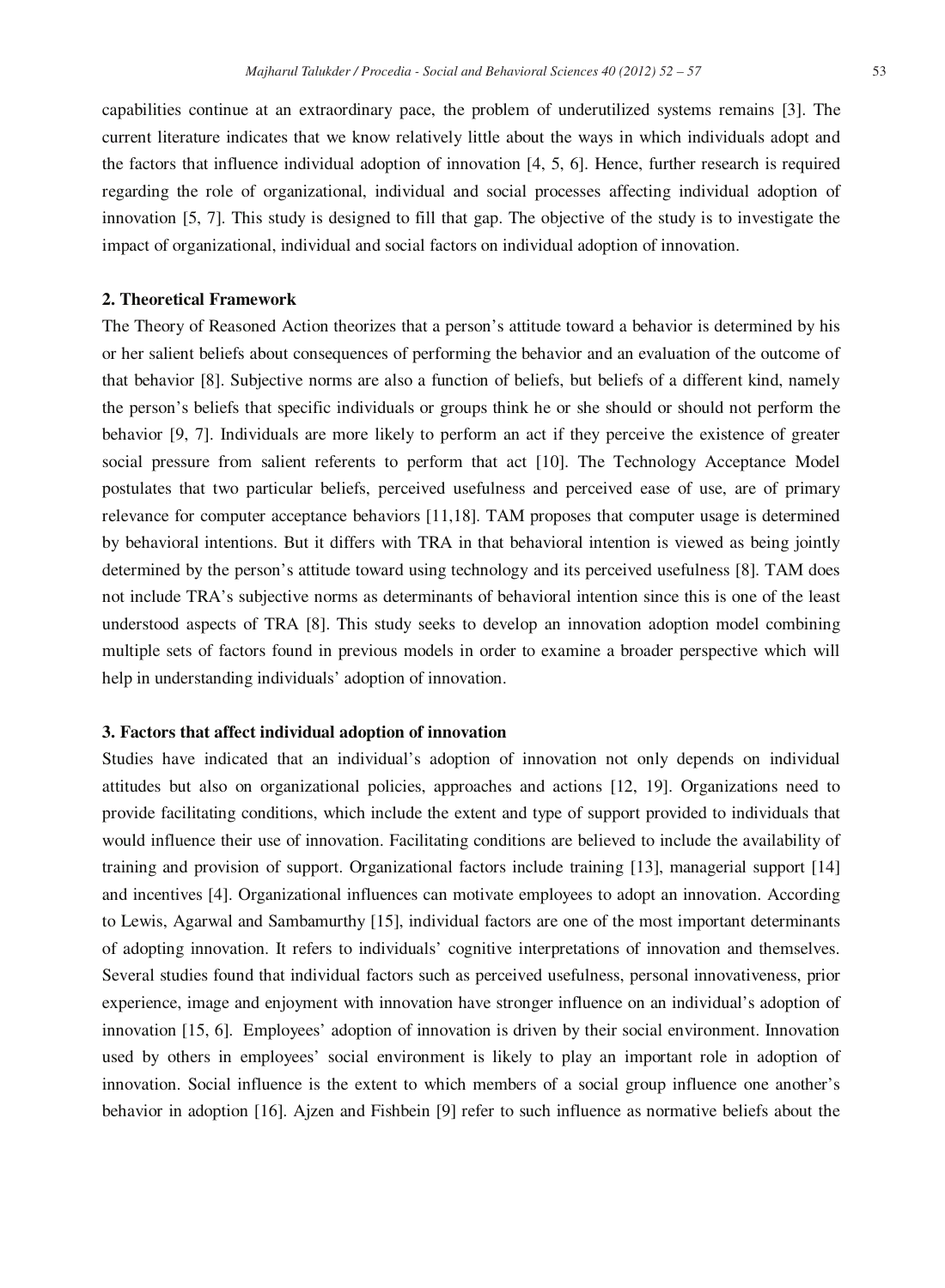capabilities continue at an extraordinary pace, the problem of underutilized systems remains [3]. The current literature indicates that we know relatively little about the ways in which individuals adopt and the factors that influence individual adoption of innovation [4, 5, 6]. Hence, further research is required regarding the role of organizational, individual and social processes affecting individual adoption of innovation [5, 7]. This study is designed to fill that gap. The objective of the study is to investigate the impact of organizational, individual and social factors on individual adoption of innovation.

## 2. Theoretical Framework

The Theory of Reasoned Action theorizes that a person's attitude toward a behavior is determined by his or her salient beliefs about consequences of performing the behavior and an evaluation of the outcome of that behavior [8]. Subjective norms are also a function of beliefs, but beliefs of a different kind, namely the person's beliefs that specific individuals or groups think he or she should or should not perform the behavior [9, 7]. Individuals are more likely to perform an act if they perceive the existence of greater social pressure from salient referents to perform that act [10]. The Technology Acceptance Model postulates that two particular beliefs, perceived usefulness and perceived ease of use, are of primary relevance for computer acceptance behaviors [11,18]. TAM proposes that computer usage is determined by behavioral intentions. But it differs with TRA in that behavioral intention is viewed as being jointly determined by the person's attitude toward using technology and its perceived usefulness [8]. TAM does not include TRA's subjective norms as determinants of behavioral intention since this is one of the least understood aspects of TRA [8]. This study seeks to develop an innovation adoption model combining multiple sets of factors found in previous models in order to examine a broader perspective which will help in understanding individuals' adoption of innovation.

## 3. Factors that affect individual adoption of innovation

Studies have indicated that an individual's adoption of innovation not only depends on individual attitudes but also on organizational policies, approaches and actions [12, 19]. Organizations need to provide facilitating conditions, which include the extent and type of support provided to individuals that would influence their use of innovation. Facilitating conditions are believed to include the availability of training and provision of support. Organizational factors include training [13], managerial support [14] and incentives [4]. Organizational influences can motivate employees to adopt an innovation. According to Lewis, Agarwal and Sambamurthy [15], individual factors are one of the most important determinants of adopting innovation. It refers to individuals' cognitive interpretations of innovation and themselves. Several studies found that individual factors such as perceived usefulness, personal innovativeness, prior experience, image and enjoyment with innovation have stronger influence on an individual's adoption of innovation [15, 6]. Employees' adoption of innovation is driven by their social environment. Innovation used by others in employees' social environment is likely to play an important role in adoption of innovation. Social influence is the extent to which members of a social group influence one another's behavior in adoption [16]. Ajzen and Fishbein [9] refer to such influence as normative beliefs about the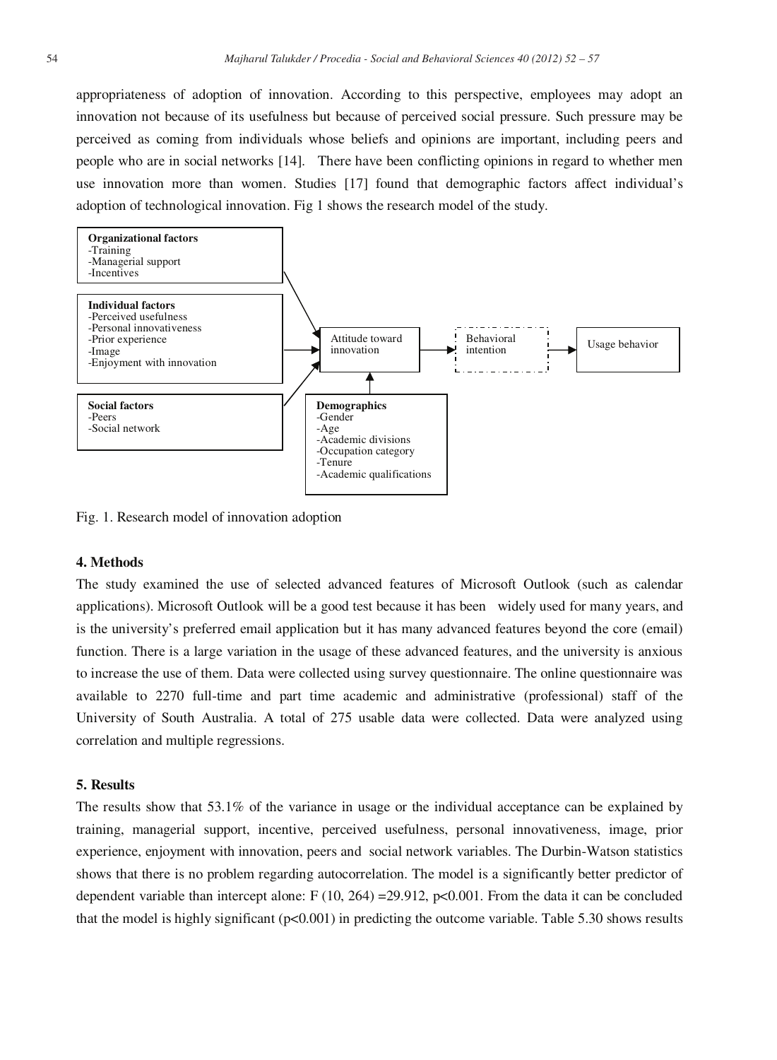appropriateness of adoption of innovation. According to this perspective, employees may adopt an innovation not because of its usefulness but because of perceived social pressure. Such pressure may be perceived as coming from individuals whose beliefs and opinions are important, including peers and people who are in social networks [14]. There have been conflicting opinions in regard to whether men use innovation more than women. Studies [17] found that demographic factors affect individual's adoption of technological innovation. Fig 1 shows the research model of the study.

**Organizational factors**
-Training
-Managerial support
-Incentives

**Individual factors**
-Perceived usefulness
-Personal innovativeness
-Prior experience
-Image
-Enjoyment with innovation

**Social factors**
-Peers
-Social network

**Demographics**
-Gender
-Age
-Academic divisions
-Occupation category
-Tenure
-Academic qualifications

Attitude toward innovation → Behavioral intention → Usage behavior

Fig. 1. Research model of innovation adoption

## 4. Methods

The study examined the use of selected advanced features of Microsoft Outlook (such as calendar applications). Microsoft Outlook will be a good test because it has been widely used for many years, and is the university's preferred email application but it has many advanced features beyond the core (email) function. There is a large variation in the usage of these advanced features, and the university is anxious to increase the use of them. Data were collected using survey questionnaire. The online questionnaire was available to 2270 full-time and part time academic and administrative (professional) staff of the University of South Australia. A total of 275 usable data were collected. Data were analyzed using correlation and multiple regressions.

## 5. Results

The results show that 53.1% of the variance in usage or the individual acceptance can be explained by training, managerial support, incentive, perceived usefulness, personal innovativeness, image, prior experience, enjoyment with innovation, peers and social network variables. The Durbin-Watson statistics shows that there is no problem regarding autocorrelation. The model is a significantly better predictor of dependent variable than intercept alone: $F(10, 264) = 29.912$, $p<0.001$. From the data it can be concluded that the model is highly significant ($p<0.001$) in predicting the outcome variable. Table 5.30 shows results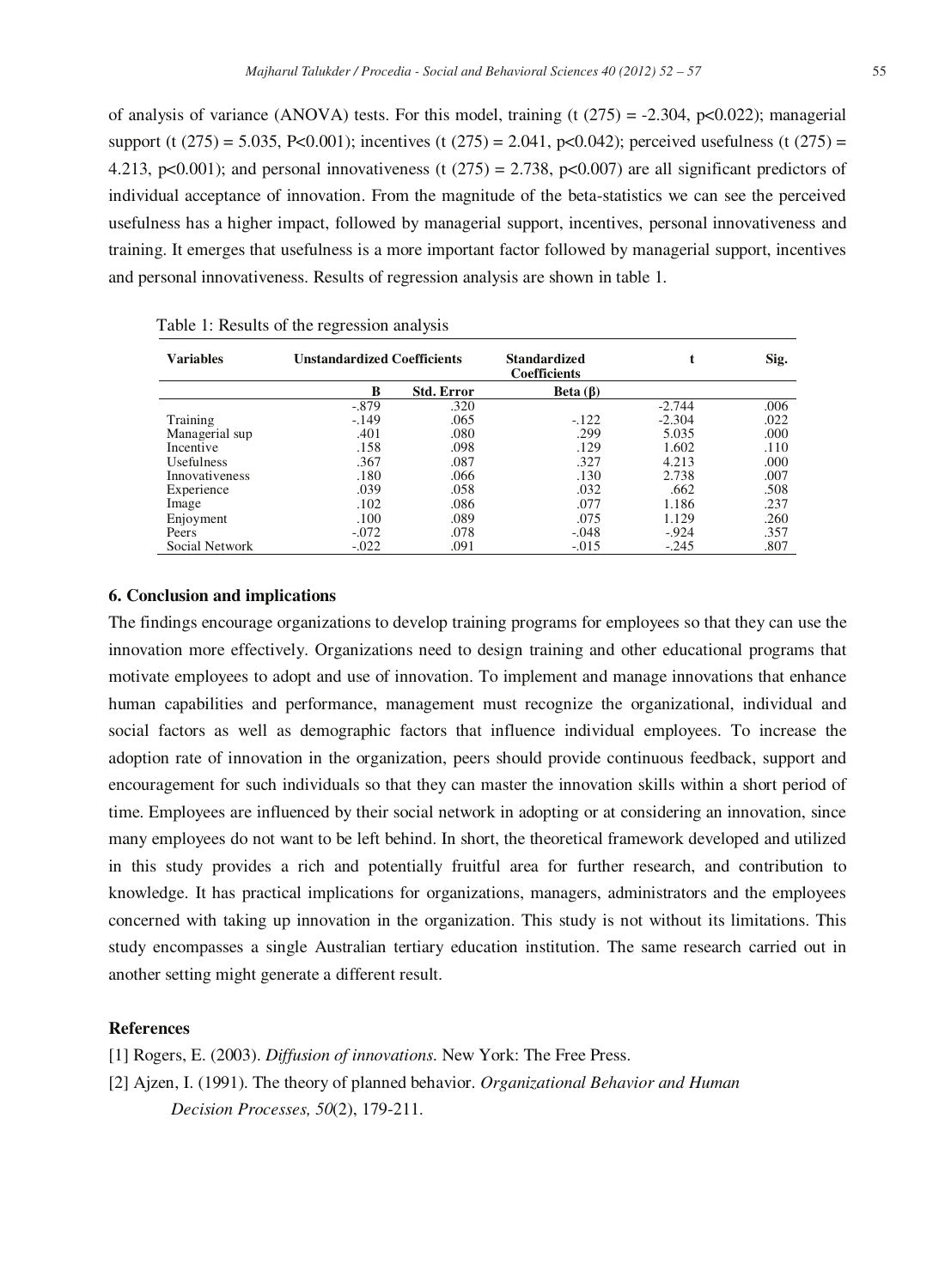of analysis of variance (ANOVA) tests. For this model, training ($t(275) = -2.304$, $p<0.022$); managerial support ($t(275) = 5.035$, $P<0.001$); incentives ($t(275) = 2.041$, $p<0.042$); perceived usefulness ($t(275) = 4.213$, $p<0.001$); and personal innovativeness ($t(275) = 2.738$, $p<0.007$) are all significant predictors of individual acceptance of innovation. From the magnitude of the beta-statistics we can see the perceived usefulness has a higher impact, followed by managerial support, incentives, personal innovativeness and training. It emerges that usefulness is a more important factor followed by managerial support, incentives and personal innovativeness. Results of regression analysis are shown in table 1.

Table 1: Results of the regression analysis

| Variables | Unstandardized Coefficients | | Standardized Coefficients | t | Sig. |
|---|---|---|---|---|---|
| | B | Std. Error | Beta (β) | | |
| | -.879 | .320 | | -2.744 | .006 |
| Training | -.149 | .065 | -.122 | -2.304 | .022 |
| Managerial sup | .401 | .080 | .299 | 5.035 | .000 |
| Incentive | .158 | .098 | .129 | 1.602 | .110 |
| Usefulness | .367 | .087 | .327 | 4.213 | .000 |
| Innovativeness | .180 | .066 | .130 | 2.738 | .007 |
| Experience | .039 | .058 | .032 | .662 | .508 |
| Image | .102 | .086 | .077 | 1.186 | .237 |
| Enjoyment | .100 | .089 | .075 | 1.129 | .260 |
| Peers | -.072 | .078 | -.048 | -.924 | .357 |
| Social Network | -.022 | .091 | -.015 | -.245 | .807 |

## 6. Conclusion and implications

The findings encourage organizations to develop training programs for employees so that they can use the innovation more effectively. Organizations need to design training and other educational programs that motivate employees to adopt and use of innovation. To implement and manage innovations that enhance human capabilities and performance, management must recognize the organizational, individual and social factors as well as demographic factors that influence individual employees. To increase the adoption rate of innovation in the organization, peers should provide continuous feedback, support and encouragement for such individuals so that they can master the innovation skills within a short period of time. Employees are influenced by their social network in adopting or at considering an innovation, since many employees do not want to be left behind. In short, the theoretical framework developed and utilized in this study provides a rich and potentially fruitful area for further research, and contribution to knowledge. It has practical implications for organizations, managers, administrators and the employees concerned with taking up innovation in the organization. This study is not without its limitations. This study encompasses a single Australian tertiary education institution. The same research carried out in another setting might generate a different result.

## References

[1] Rogers, E. (2003). *Diffusion of innovations*. New York: The Free Press.

[2] Ajzen, I. (1991). The theory of planned behavior. *Organizational Behavior and Human Decision Processes, 50*(2), 179-211.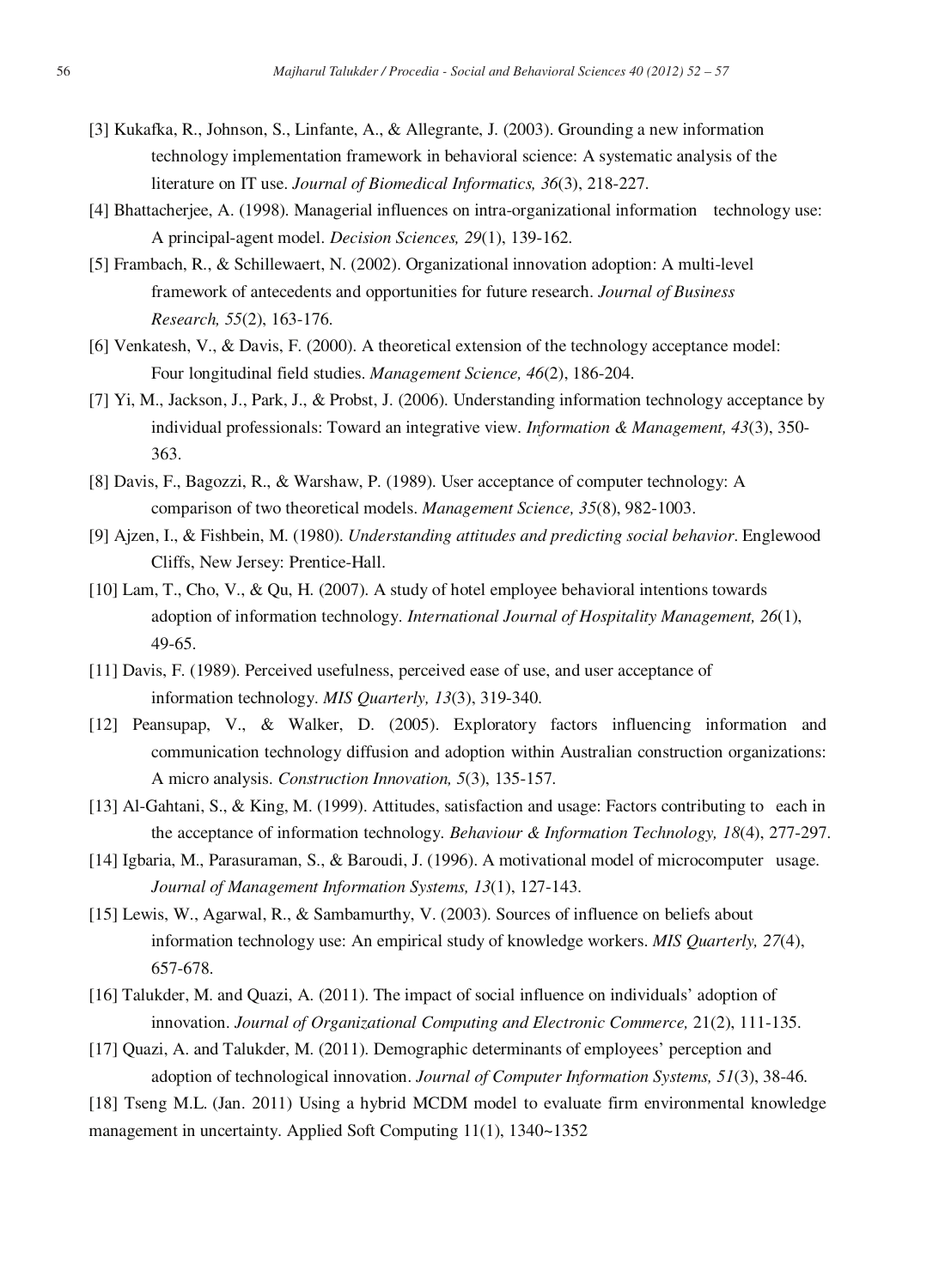[3] Kukafka, R., Johnson, S., Linfante, A., & Allegrante, J. (2003). Grounding a new information technology implementation framework in behavioral science: A systematic analysis of the literature on IT use. *Journal of Biomedical Informatics, 36*(3), 218-227.

[4] Bhattacherjee, A. (1998). Managerial influences on intra-organizational information technology use: A principal-agent model. *Decision Sciences, 29*(1), 139-162.

[5] Frambach, R., & Schillewaert, N. (2002). Organizational innovation adoption: A multi-level framework of antecedents and opportunities for future research. *Journal of Business Research, 55*(2), 163-176.

[6] Venkatesh, V., & Davis, F. (2000). A theoretical extension of the technology acceptance model: Four longitudinal field studies. *Management Science, 46*(2), 186-204.

[7] Yi, M., Jackson, J., Park, J., & Probst, J. (2006). Understanding information technology acceptance by individual professionals: Toward an integrative view. *Information & Management, 43*(3), 350-363.

[8] Davis, F., Bagozzi, R., & Warshaw, P. (1989). User acceptance of computer technology: A comparison of two theoretical models. *Management Science, 35*(8), 982-1003.

[9] Ajzen, I., & Fishbein, M. (1980). *Understanding attitudes and predicting social behavior*. Englewood Cliffs, New Jersey: Prentice-Hall.

[10] Lam, T., Cho, V., & Qu, H. (2007). A study of hotel employee behavioral intentions towards adoption of information technology. *International Journal of Hospitality Management, 26*(1), 49-65.

[11] Davis, F. (1989). Perceived usefulness, perceived ease of use, and user acceptance of information technology. *MIS Quarterly, 13*(3), 319-340.

[12] Peansupap, V., & Walker, D. (2005). Exploratory factors influencing information and communication technology diffusion and adoption within Australian construction organizations: A micro analysis. *Construction Innovation, 5*(3), 135-157.

[13] Al-Gahtani, S., & King, M. (1999). Attitudes, satisfaction and usage: Factors contributing to each in the acceptance of information technology. *Behaviour & Information Technology, 18*(4), 277-297.

[14] Igbaria, M., Parasuraman, S., & Baroudi, J. (1996). A motivational model of microcomputer usage. *Journal of Management Information Systems, 13*(1), 127-143.

[15] Lewis, W., Agarwal, R., & Sambamurthy, V. (2003). Sources of influence on beliefs about information technology use: An empirical study of knowledge workers. *MIS Quarterly, 27*(4), 657-678.

[16] Talukder, M. and Quazi, A. (2011). The impact of social influence on individuals' adoption of innovation. *Journal of Organizational Computing and Electronic Commerce,* 21(2), 111-135.

[17] Quazi, A. and Talukder, M. (2011). Demographic determinants of employees' perception and adoption of technological innovation. *Journal of Computer Information Systems, 51*(3), 38-46.

[18] Tseng M.L. (Jan. 2011) Using a hybrid MCDM model to evaluate firm environmental knowledge management in uncertainty. Applied Soft Computing 11(1), 1340~1352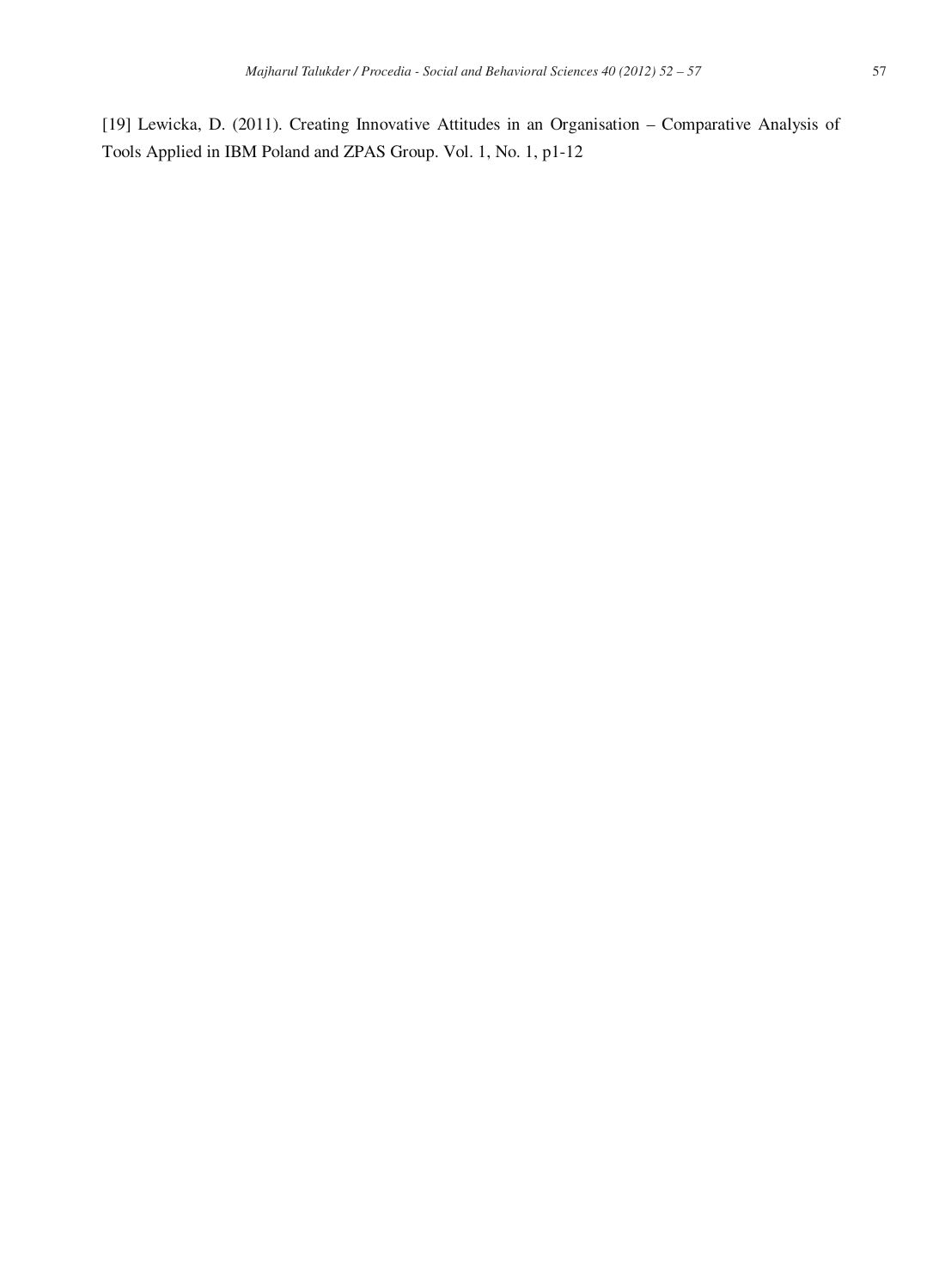[19] Lewicka, D. (2011). Creating Innovative Attitudes in an Organisation – Comparative Analysis of Tools Applied in IBM Poland and ZPAS Group. Vol. 1, No. 1, p1-12